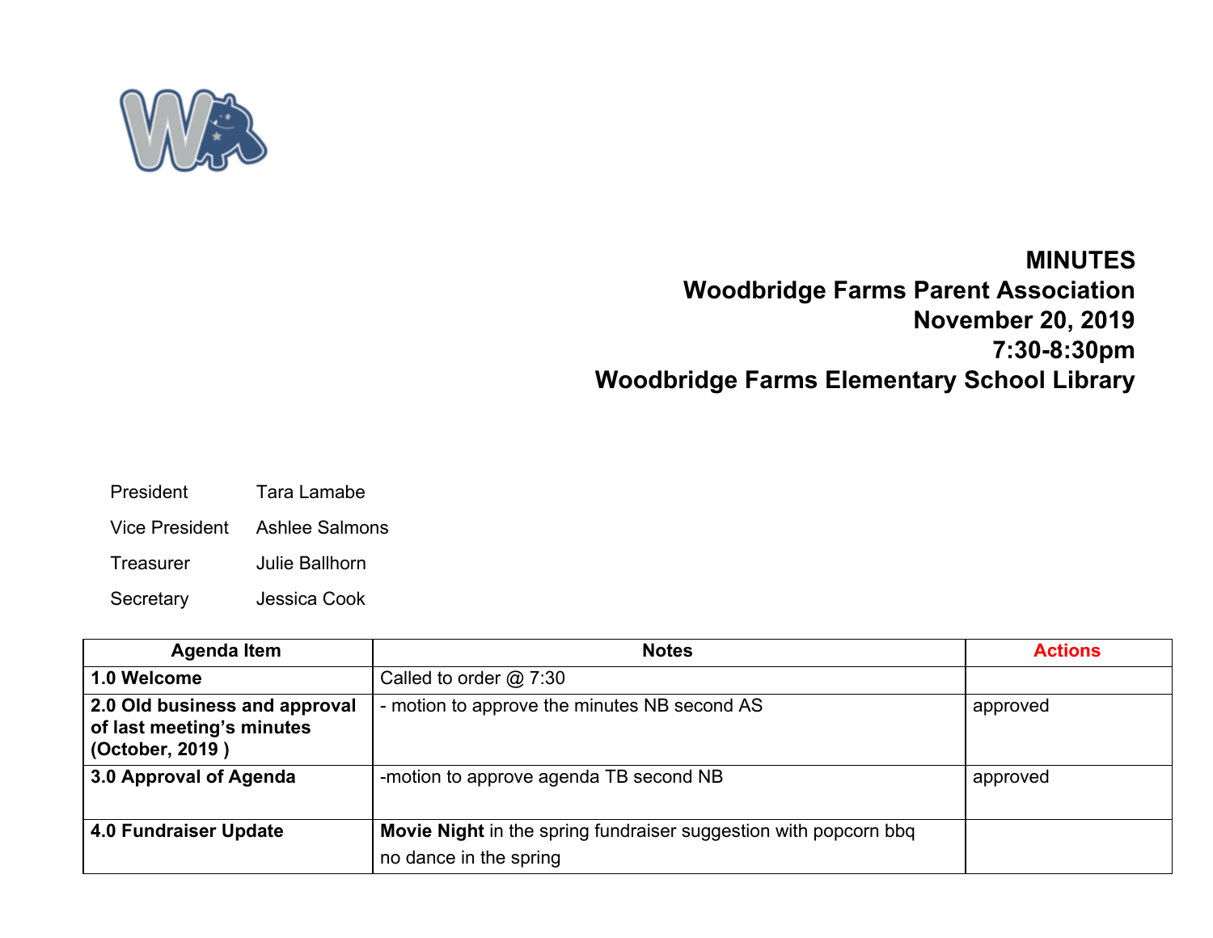# MINUTES
## Woodbridge Farms Parent Association
## November 20, 2019
## 7:30-8:30pm
## Woodbridge Farms Elementary School Library

| | |
|---|---|
| President | Tara Lamabe |
| Vice President | Ashlee Salmons |
| Treasurer | Julie Ballhorn |
| Secretary | Jessica Cook |

| Agenda Item | Notes | Actions |
|---|---|---|
| **1.0 Welcome** | Called to order @ 7:30 | |
| **2.0 Old business and approval of last meeting's minutes (October, 2019 )** | - motion to approve the minutes NB second AS | approved |
| **3.0 Approval of Agenda** | -motion to approve agenda TB second NB | approved |
| **4.0 Fundraiser Update** | **Movie Night** in the spring fundraiser suggestion with popcorn bbq<br>no dance in the spring | |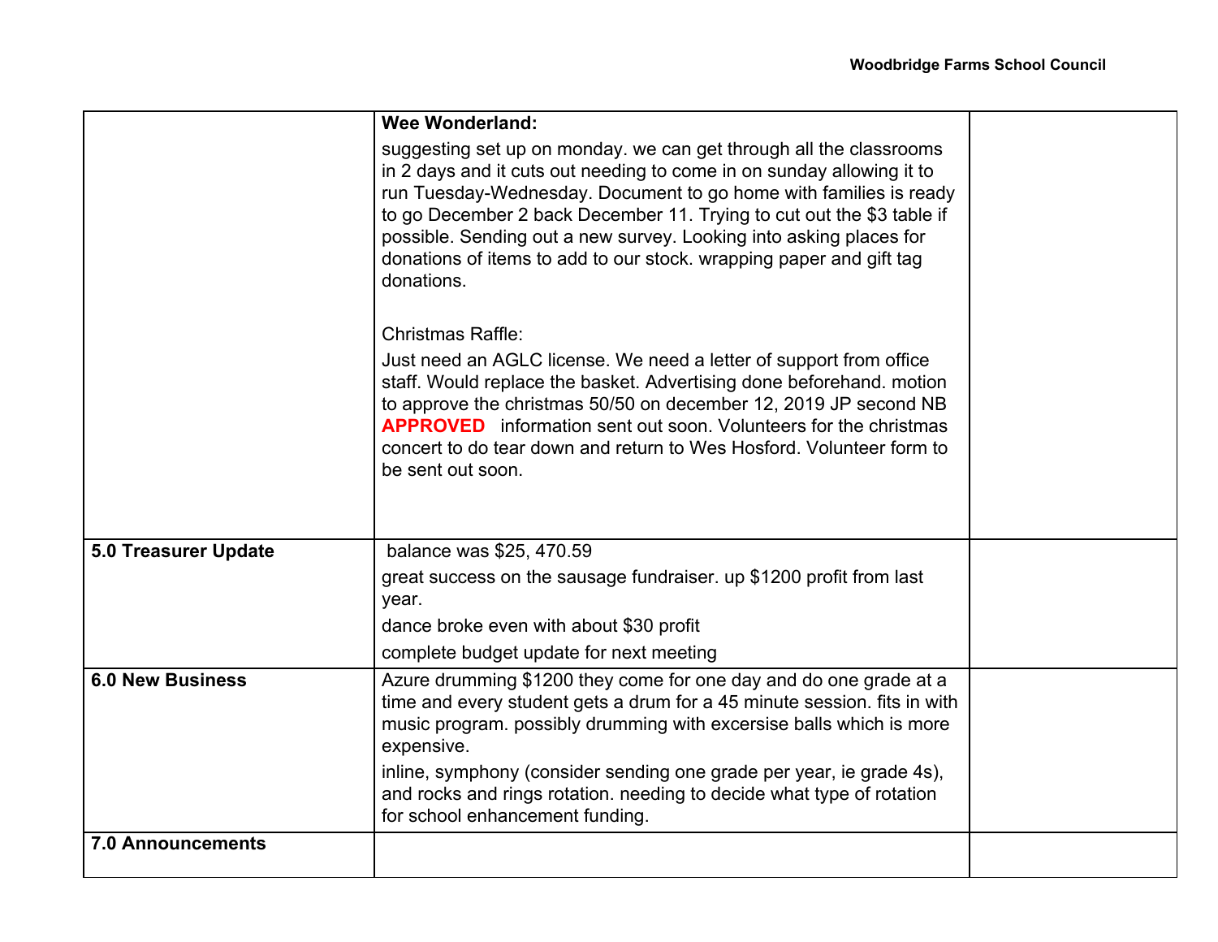| | | |
|---|---|---|
| | **Wee Wonderland:**<br>suggesting set up on monday. we can get through all the classrooms in 2 days and it cuts out needing to come in on sunday allowing it to run Tuesday-Wednesday. Document to go home with families is ready to go December 2 back December 11. Trying to cut out the $3 table if possible. Sending out a new survey. Looking into asking places for donations of items to add to our stock. wrapping paper and gift tag donations.<br><br>Christmas Raffle:<br>Just need an AGLC license. We need a letter of support from office staff. Would replace the basket. Advertising done beforehand. motion to approve the christmas 50/50 on december 12, 2019 JP second NB **APPROVED** information sent out soon. Volunteers for the christmas concert to do tear down and return to Wes Hosford. Volunteer form to be sent out soon. | |
| **5.0 Treasurer Update** | balance was $25, 470.59<br>great success on the sausage fundraiser. up $1200 profit from last year.<br>dance broke even with about $30 profit<br>complete budget update for next meeting | |
| **6.0 New Business** | Azure drumming $1200 they come for one day and do one grade at a time and every student gets a drum for a 45 minute session. fits in with music program. possibly drumming with excersise balls which is more expensive.<br>inline, symphony (consider sending one grade per year, ie grade 4s), and rocks and rings rotation. needing to decide what type of rotation for school enhancement funding. | |
| **7.0 Announcements** | | |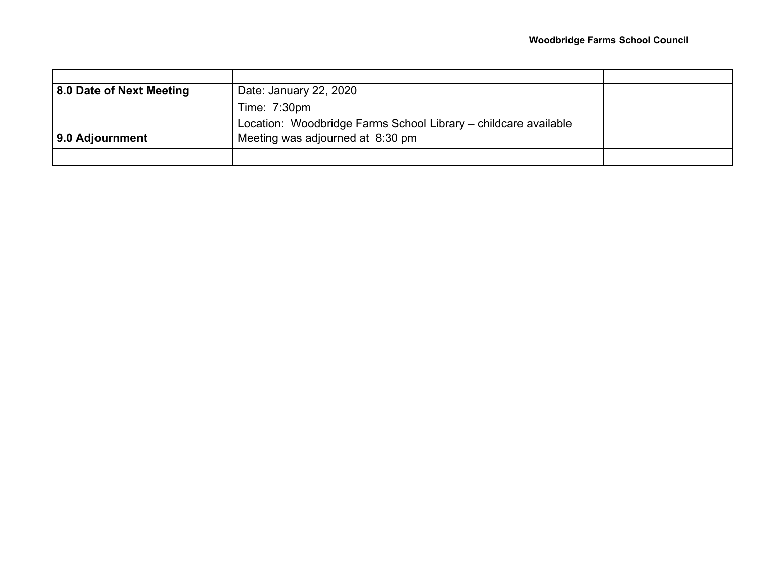| | | |
|---|---|---|
| | | |
| **8.0 Date of Next Meeting** | Date: January 22, 2020<br>Time: 7:30pm<br>Location: Woodbridge Farms School Library – childcare available | |
| **9.0 Adjournment** | Meeting was adjourned at 8:30 pm | |
| | | |